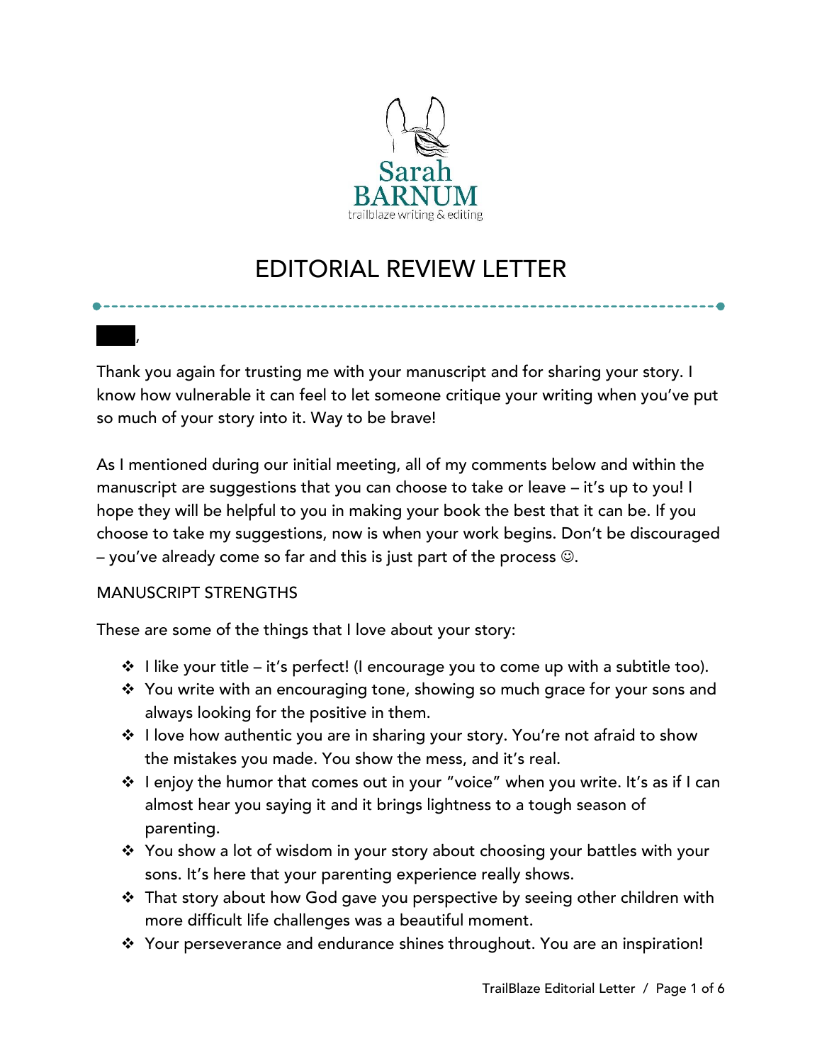Sarah
BARNUM
trailblaze writing & editing

# EDITORIAL REVIEW LETTER

████,

Thank you again for trusting me with your manuscript and for sharing your story. I know how vulnerable it can feel to let someone critique your writing when you've put so much of your story into it. Way to be brave!

As I mentioned during our initial meeting, all of my comments below and within the manuscript are suggestions that you can choose to take or leave – it's up to you! I hope they will be helpful to you in making your book the best that it can be. If you choose to take my suggestions, now is when your work begins. Don't be discouraged – you've already come so far and this is just part of the process ☺.

## MANUSCRIPT STRENGTHS

These are some of the things that I love about your story:

- I like your title – it's perfect! (I encourage you to come up with a subtitle too).
- You write with an encouraging tone, showing so much grace for your sons and always looking for the positive in them.
- I love how authentic you are in sharing your story. You're not afraid to show the mistakes you made. You show the mess, and it's real.
- I enjoy the humor that comes out in your "voice" when you write. It's as if I can almost hear you saying it and it brings lightness to a tough season of parenting.
- You show a lot of wisdom in your story about choosing your battles with your sons. It's here that your parenting experience really shows.
- That story about how God gave you perspective by seeing other children with more difficult life challenges was a beautiful moment.
- Your perseverance and endurance shines throughout. You are an inspiration!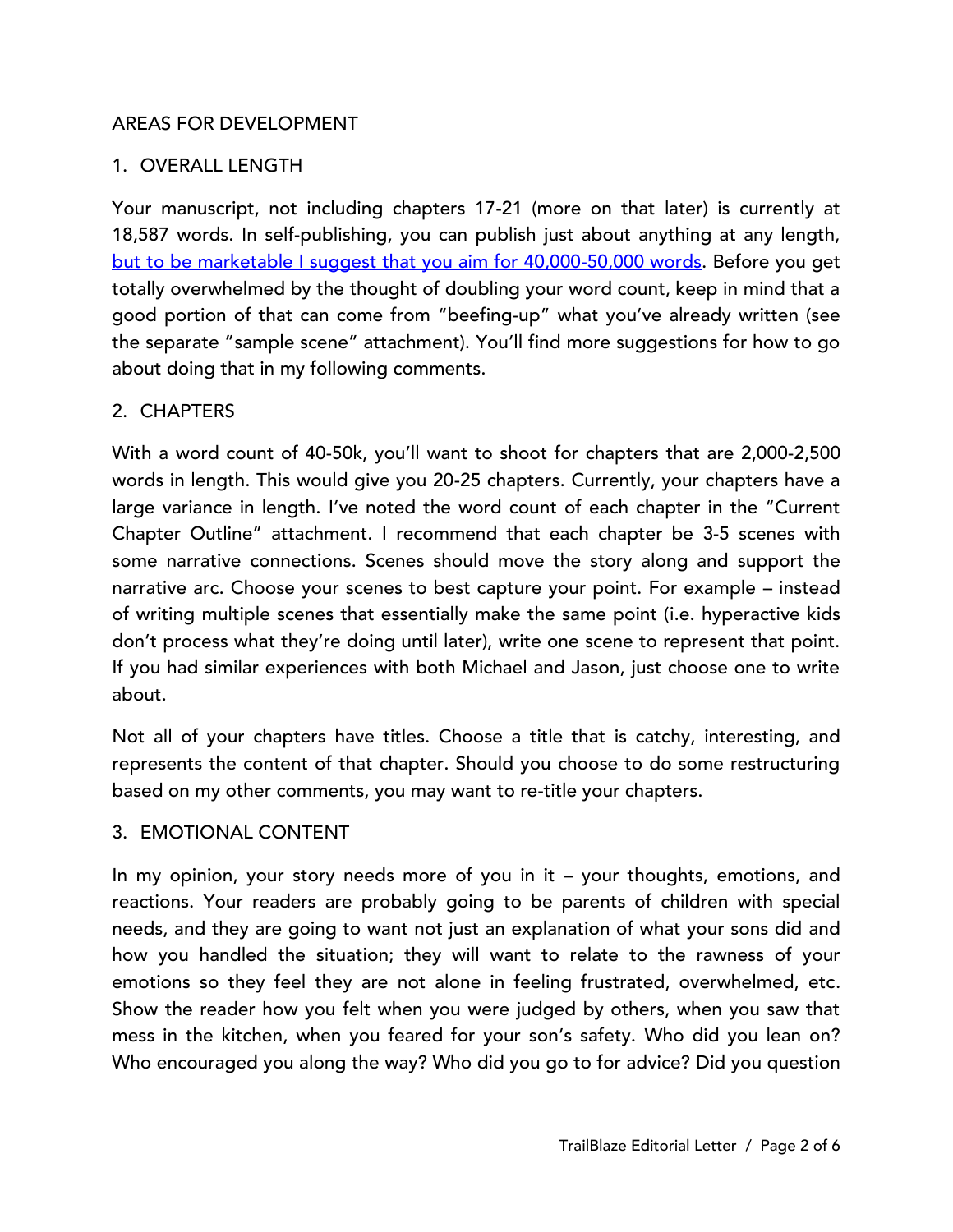## AREAS FOR DEVELOPMENT

### 1. OVERALL LENGTH

Your manuscript, not including chapters 17-21 (more on that later) is currently at 18,587 words. In self-publishing, you can publish just about anything at any length, but to be marketable I suggest that you aim for 40,000-50,000 words. Before you get totally overwhelmed by the thought of doubling your word count, keep in mind that a good portion of that can come from "beefing-up" what you've already written (see the separate "sample scene" attachment). You'll find more suggestions for how to go about doing that in my following comments.

### 2. CHAPTERS

With a word count of 40-50k, you'll want to shoot for chapters that are 2,000-2,500 words in length. This would give you 20-25 chapters. Currently, your chapters have a large variance in length. I've noted the word count of each chapter in the "Current Chapter Outline" attachment. I recommend that each chapter be 3-5 scenes with some narrative connections. Scenes should move the story along and support the narrative arc. Choose your scenes to best capture your point. For example – instead of writing multiple scenes that essentially make the same point (i.e. hyperactive kids don't process what they're doing until later), write one scene to represent that point. If you had similar experiences with both Michael and Jason, just choose one to write about.

Not all of your chapters have titles. Choose a title that is catchy, interesting, and represents the content of that chapter. Should you choose to do some restructuring based on my other comments, you may want to re-title your chapters.

### 3. EMOTIONAL CONTENT

In my opinion, your story needs more of you in it – your thoughts, emotions, and reactions. Your readers are probably going to be parents of children with special needs, and they are going to want not just an explanation of what your sons did and how you handled the situation; they will want to relate to the rawness of your emotions so they feel they are not alone in feeling frustrated, overwhelmed, etc. Show the reader how you felt when you were judged by others, when you saw that mess in the kitchen, when you feared for your son's safety. Who did you lean on? Who encouraged you along the way? Who did you go to for advice? Did you question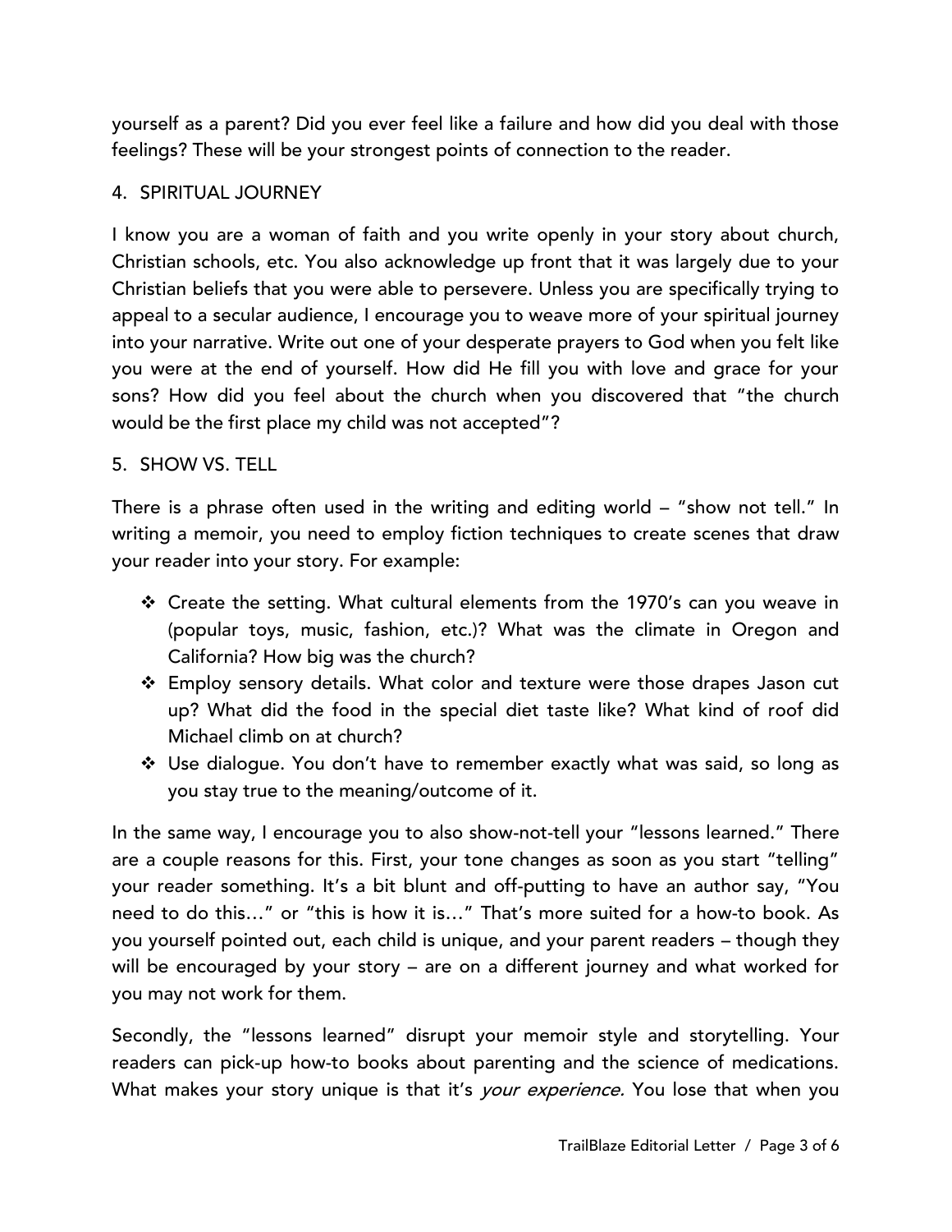yourself as a parent? Did you ever feel like a failure and how did you deal with those feelings? These will be your strongest points of connection to the reader.

4. SPIRITUAL JOURNEY

I know you are a woman of faith and you write openly in your story about church, Christian schools, etc. You also acknowledge up front that it was largely due to your Christian beliefs that you were able to persevere. Unless you are specifically trying to appeal to a secular audience, I encourage you to weave more of your spiritual journey into your narrative. Write out one of your desperate prayers to God when you felt like you were at the end of yourself. How did He fill you with love and grace for your sons? How did you feel about the church when you discovered that "the church would be the first place my child was not accepted"?

5. SHOW VS. TELL

There is a phrase often used in the writing and editing world – "show not tell." In writing a memoir, you need to employ fiction techniques to create scenes that draw your reader into your story. For example:

- Create the setting. What cultural elements from the 1970's can you weave in (popular toys, music, fashion, etc.)? What was the climate in Oregon and California? How big was the church?
- Employ sensory details. What color and texture were those drapes Jason cut up? What did the food in the special diet taste like? What kind of roof did Michael climb on at church?
- Use dialogue. You don't have to remember exactly what was said, so long as you stay true to the meaning/outcome of it.

In the same way, I encourage you to also show-not-tell your "lessons learned." There are a couple reasons for this. First, your tone changes as soon as you start "telling" your reader something. It's a bit blunt and off-putting to have an author say, "You need to do this…" or "this is how it is…" That's more suited for a how-to book. As you yourself pointed out, each child is unique, and your parent readers – though they will be encouraged by your story – are on a different journey and what worked for you may not work for them.

Secondly, the "lessons learned" disrupt your memoir style and storytelling. Your readers can pick-up how-to books about parenting and the science of medications. What makes your story unique is that it's *your experience.* You lose that when you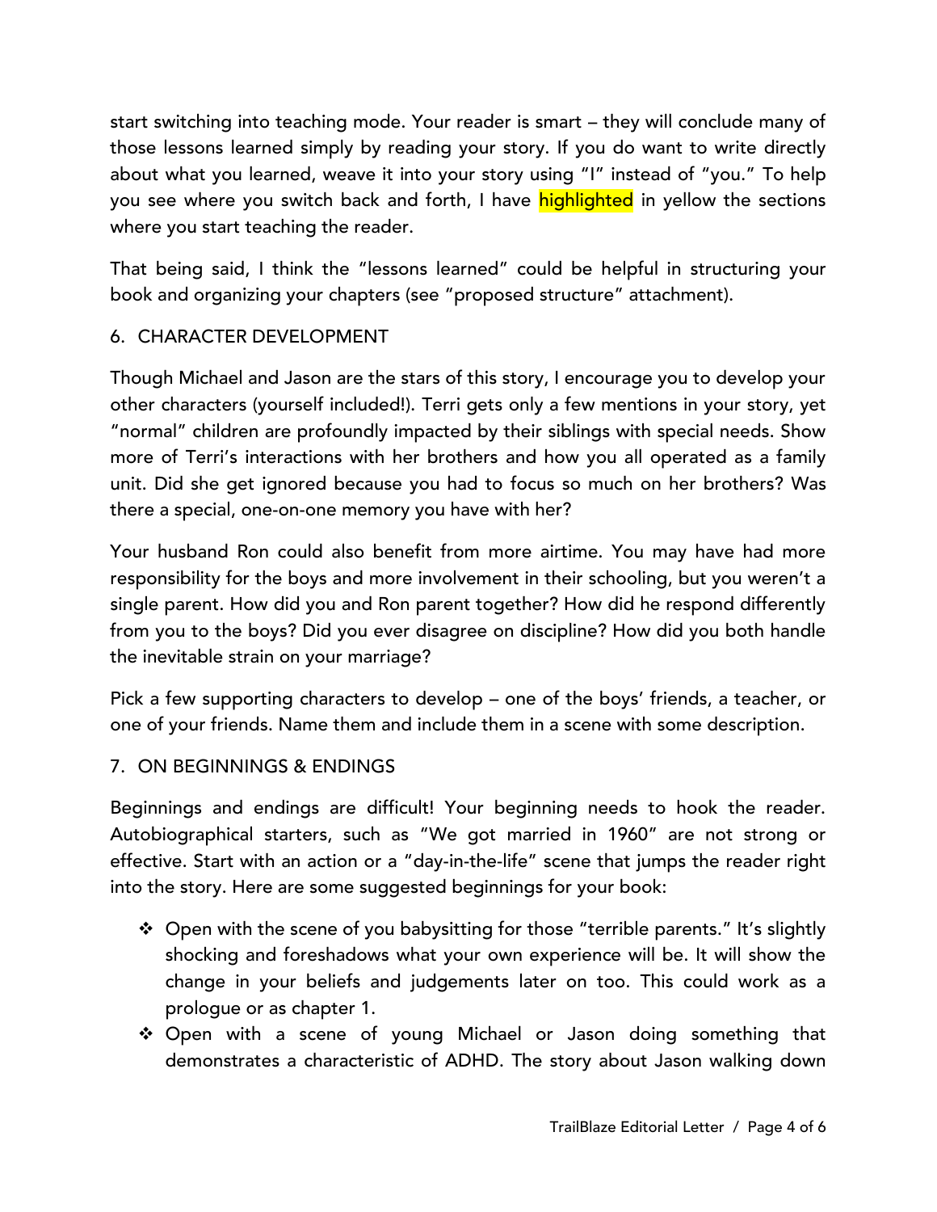start switching into teaching mode. Your reader is smart – they will conclude many of those lessons learned simply by reading your story. If you do want to write directly about what you learned, weave it into your story using "I" instead of "you." To help you see where you switch back and forth, I have highlighted in yellow the sections where you start teaching the reader.

That being said, I think the "lessons learned" could be helpful in structuring your book and organizing your chapters (see "proposed structure" attachment).

6. CHARACTER DEVELOPMENT

Though Michael and Jason are the stars of this story, I encourage you to develop your other characters (yourself included!). Terri gets only a few mentions in your story, yet "normal" children are profoundly impacted by their siblings with special needs. Show more of Terri's interactions with her brothers and how you all operated as a family unit. Did she get ignored because you had to focus so much on her brothers? Was there a special, one-on-one memory you have with her?

Your husband Ron could also benefit from more airtime. You may have had more responsibility for the boys and more involvement in their schooling, but you weren't a single parent. How did you and Ron parent together? How did he respond differently from you to the boys? Did you ever disagree on discipline? How did you both handle the inevitable strain on your marriage?

Pick a few supporting characters to develop – one of the boys' friends, a teacher, or one of your friends. Name them and include them in a scene with some description.

7. ON BEGINNINGS & ENDINGS

Beginnings and endings are difficult! Your beginning needs to hook the reader. Autobiographical starters, such as "We got married in 1960" are not strong or effective. Start with an action or a "day-in-the-life" scene that jumps the reader right into the story. Here are some suggested beginnings for your book:

- Open with the scene of you babysitting for those "terrible parents." It's slightly shocking and foreshadows what your own experience will be. It will show the change in your beliefs and judgements later on too. This could work as a prologue or as chapter 1.
- Open with a scene of young Michael or Jason doing something that demonstrates a characteristic of ADHD. The story about Jason walking down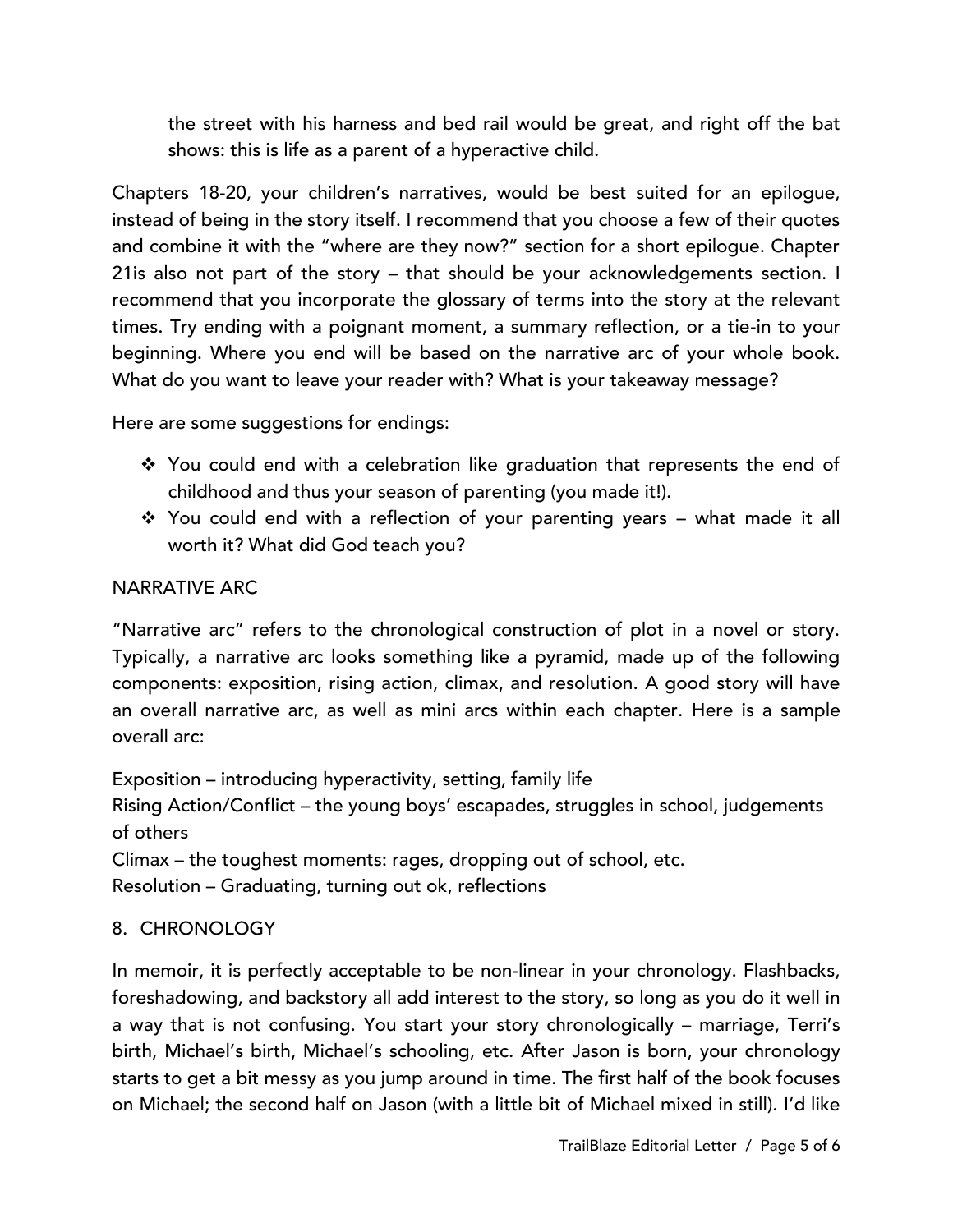the street with his harness and bed rail would be great, and right off the bat shows: this is life as a parent of a hyperactive child.

Chapters 18-20, your children's narratives, would be best suited for an epilogue, instead of being in the story itself. I recommend that you choose a few of their quotes and combine it with the "where are they now?" section for a short epilogue. Chapter 21is also not part of the story – that should be your acknowledgements section. I recommend that you incorporate the glossary of terms into the story at the relevant times. Try ending with a poignant moment, a summary reflection, or a tie-in to your beginning. Where you end will be based on the narrative arc of your whole book. What do you want to leave your reader with? What is your takeaway message?

Here are some suggestions for endings:

- You could end with a celebration like graduation that represents the end of childhood and thus your season of parenting (you made it!).
- You could end with a reflection of your parenting years – what made it all worth it? What did God teach you?

NARRATIVE ARC

"Narrative arc" refers to the chronological construction of plot in a novel or story. Typically, a narrative arc looks something like a pyramid, made up of the following components: exposition, rising action, climax, and resolution. A good story will have an overall narrative arc, as well as mini arcs within each chapter. Here is a sample overall arc:

Exposition – introducing hyperactivity, setting, family life
Rising Action/Conflict – the young boys' escapades, struggles in school, judgements of others
Climax – the toughest moments: rages, dropping out of school, etc.
Resolution – Graduating, turning out ok, reflections

8. CHRONOLOGY

In memoir, it is perfectly acceptable to be non-linear in your chronology. Flashbacks, foreshadowing, and backstory all add interest to the story, so long as you do it well in a way that is not confusing. You start your story chronologically – marriage, Terri's birth, Michael's birth, Michael's schooling, etc. After Jason is born, your chronology starts to get a bit messy as you jump around in time. The first half of the book focuses on Michael; the second half on Jason (with a little bit of Michael mixed in still). I'd like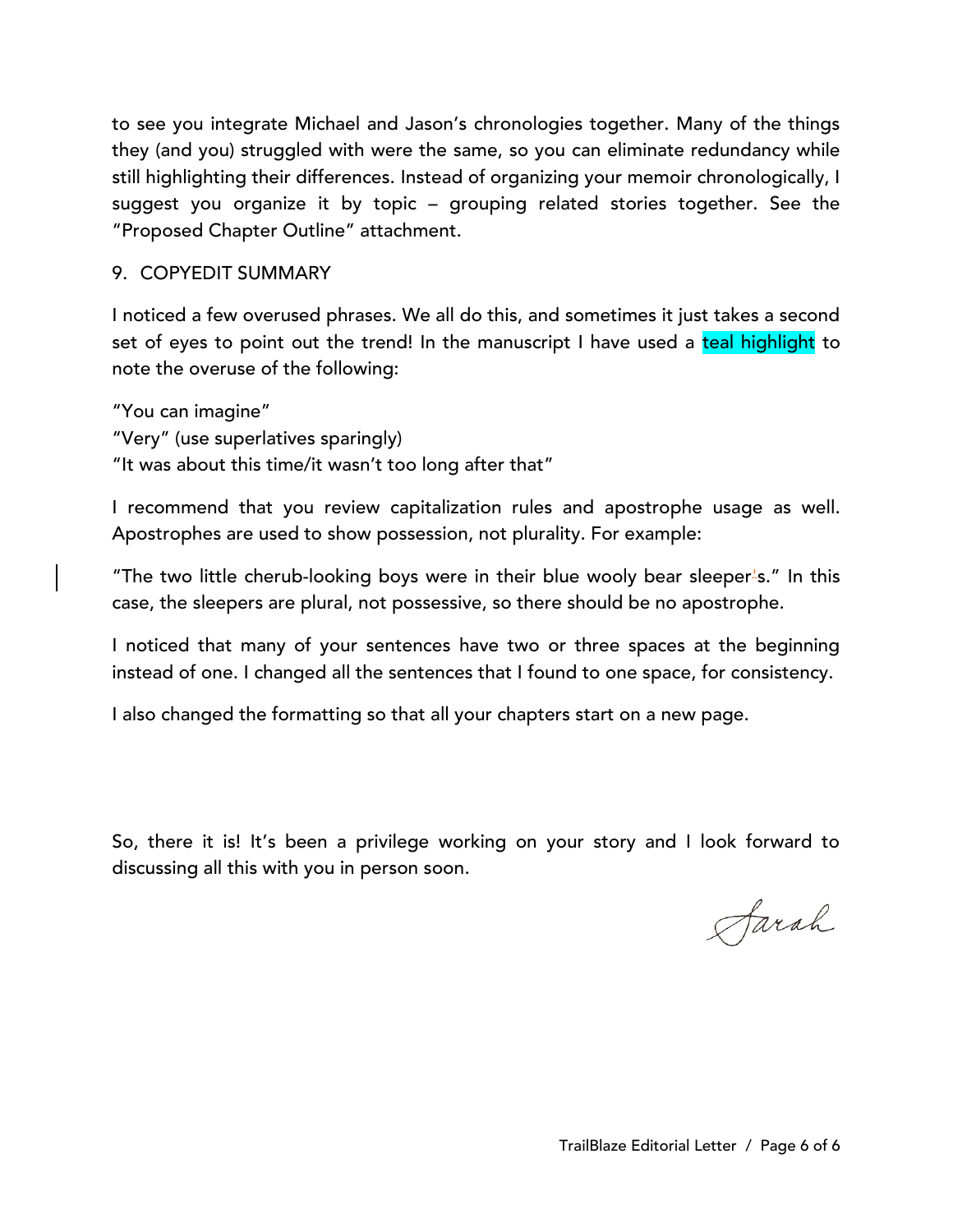to see you integrate Michael and Jason's chronologies together. Many of the things they (and you) struggled with were the same, so you can eliminate redundancy while still highlighting their differences. Instead of organizing your memoir chronologically, I suggest you organize it by topic – grouping related stories together. See the "Proposed Chapter Outline" attachment.

## 9. COPYEDIT SUMMARY

I noticed a few overused phrases. We all do this, and sometimes it just takes a second set of eyes to point out the trend! In the manuscript I have used a teal highlight to note the overuse of the following:

"You can imagine"
"Very" (use superlatives sparingly)
"It was about this time/it wasn't too long after that"

I recommend that you review capitalization rules and apostrophe usage as well. Apostrophes are used to show possession, not plurality. For example:

"The two little cherub-looking boys were in their blue wooly bear sleeper's." In this case, the sleepers are plural, not possessive, so there should be no apostrophe.

I noticed that many of your sentences have two or three spaces at the beginning instead of one. I changed all the sentences that I found to one space, for consistency.

I also changed the formatting so that all your chapters start on a new page.

So, there it is! It's been a privilege working on your story and I look forward to discussing all this with you in person soon.

Sarah